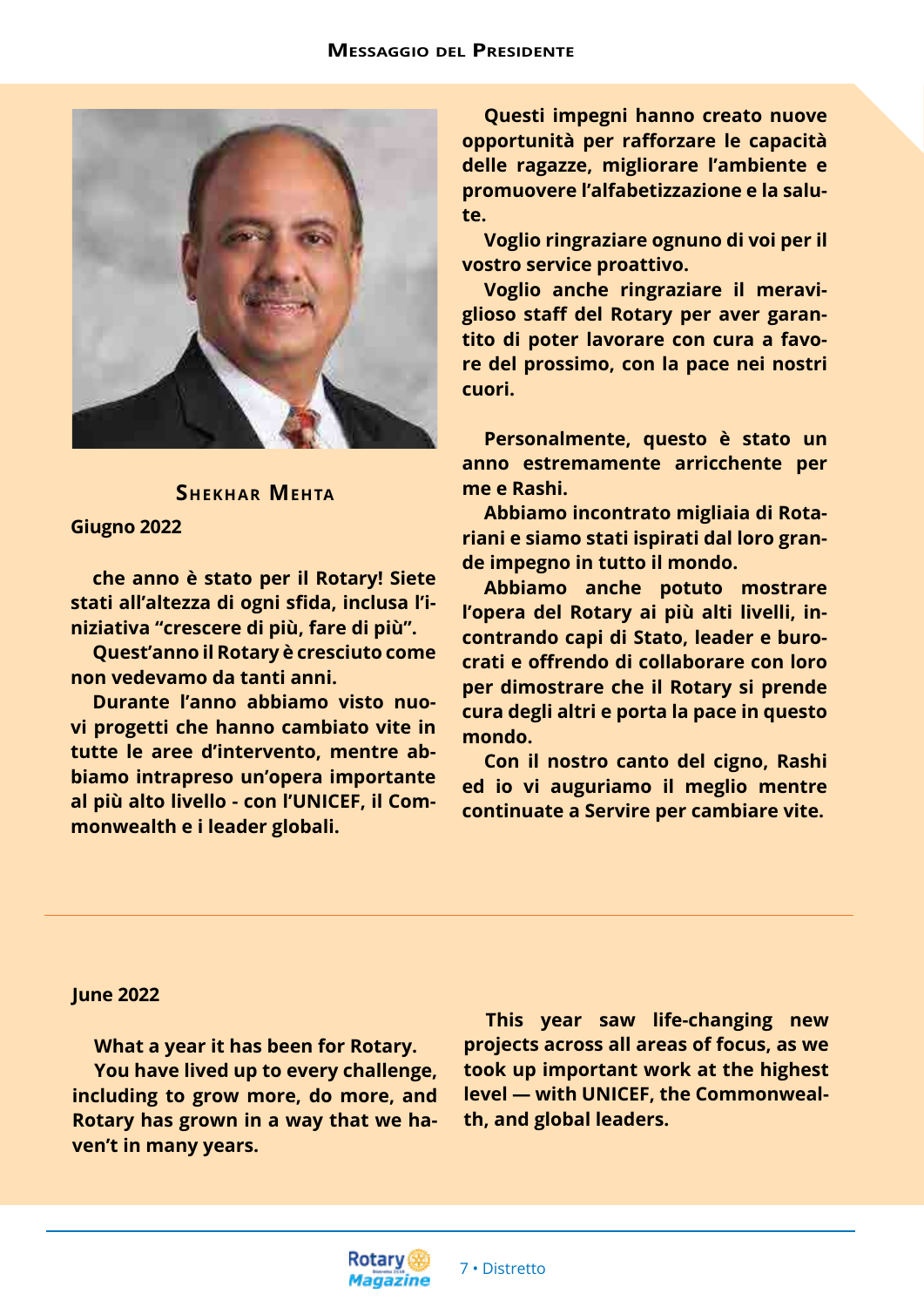## Messaggio del Presidente

**Shekhar Mehta**

**Giugno 2022**

**che anno è stato per il Rotary! Siete stati all'altezza di ogni sfida, inclusa l'iniziativa "crescere di più, fare di più".**

**Quest'anno il Rotary è cresciuto come non vedevamo da tanti anni.**

**Durante l'anno abbiamo visto nuovi progetti che hanno cambiato vite in tutte le aree d'intervento, mentre abbiamo intrapreso un'opera importante al più alto livello - con l'UNICEF, il Commonwealth e i leader globali.**

**Questi impegni hanno creato nuove opportunità per rafforzare le capacità delle ragazze, migliorare l'ambiente e promuovere l'alfabetizzazione e la salute.**

**Voglio ringraziare ognuno di voi per il vostro service proattivo.**

**Voglio anche ringraziare il meraviglioso staff del Rotary per aver garantito di poter lavorare con cura a favore del prossimo, con la pace nei nostri cuori.**

**Personalmente, questo è stato un anno estremamente arricchente per me e Rashi.**

**Abbiamo incontrato migliaia di Rotariani e siamo stati ispirati dal loro grande impegno in tutto il mondo.**

**Abbiamo anche potuto mostrare l'opera del Rotary ai più alti livelli, incontrando capi di Stato, leader e burocrati e offrendo di collaborare con loro per dimostrare che il Rotary si prende cura degli altri e porta la pace in questo mondo.**

**Con il nostro canto del cigno, Rashi ed io vi auguriamo il meglio mentre continuate a Servire per cambiare vite.**

---

**June 2022**

**What a year it has been for Rotary.**

**You have lived up to every challenge, including to grow more, do more, and Rotary has grown in a way that we haven't in many years.**

**This year saw life-changing new projects across all areas of focus, as we took up important work at the highest level — with UNICEF, the Commonwealth, and global leaders.**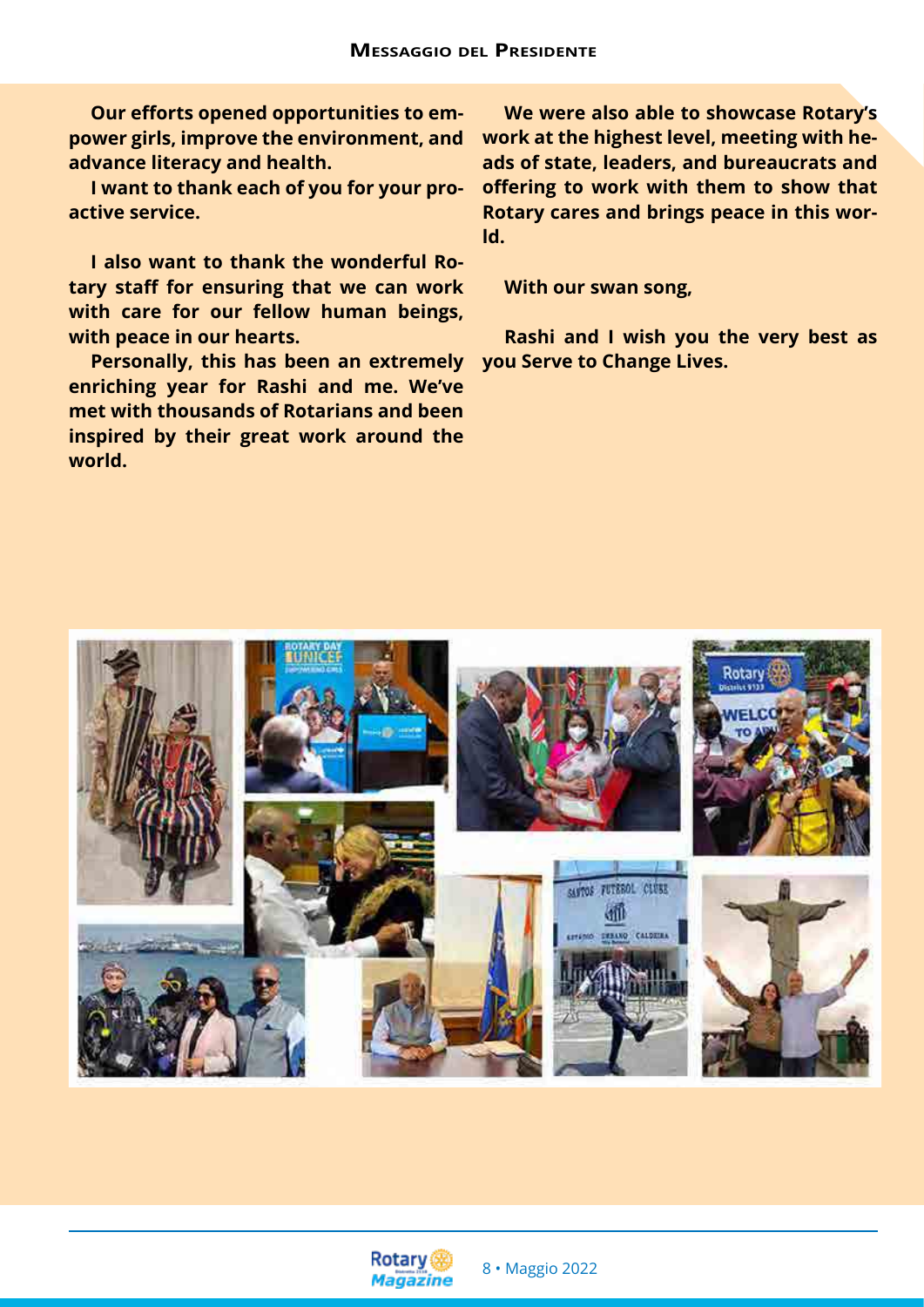**Our efforts opened opportunities to empower girls, improve the environment, and advance literacy and health.**

**I want to thank each of you for your proactive service.**

**I also want to thank the wonderful Rotary staff for ensuring that we can work with care for our fellow human beings, with peace in our hearts.**

**Personally, this has been an extremely enriching year for Rashi and me. We've met with thousands of Rotarians and been inspired by their great work around the world.**

**We were also able to showcase Rotary's work at the highest level, meeting with heads of state, leaders, and bureaucrats and offering to work with them to show that Rotary cares and brings peace in this world.**

**With our swan song,**

**Rashi and I wish you the very best as you Serve to Change Lives.**